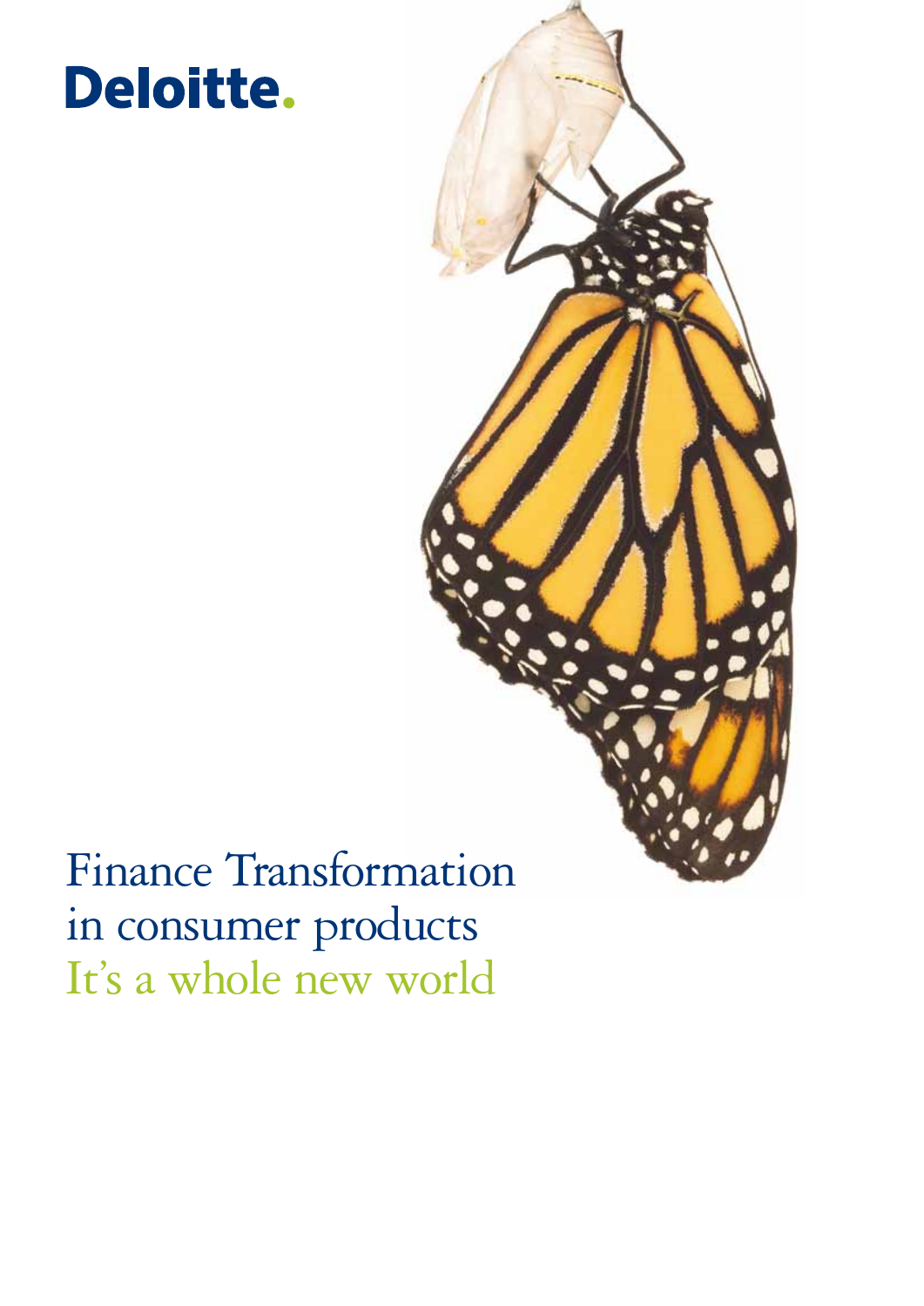Deloitte.

# Finance Transformation in consumer products

## It's a whole new world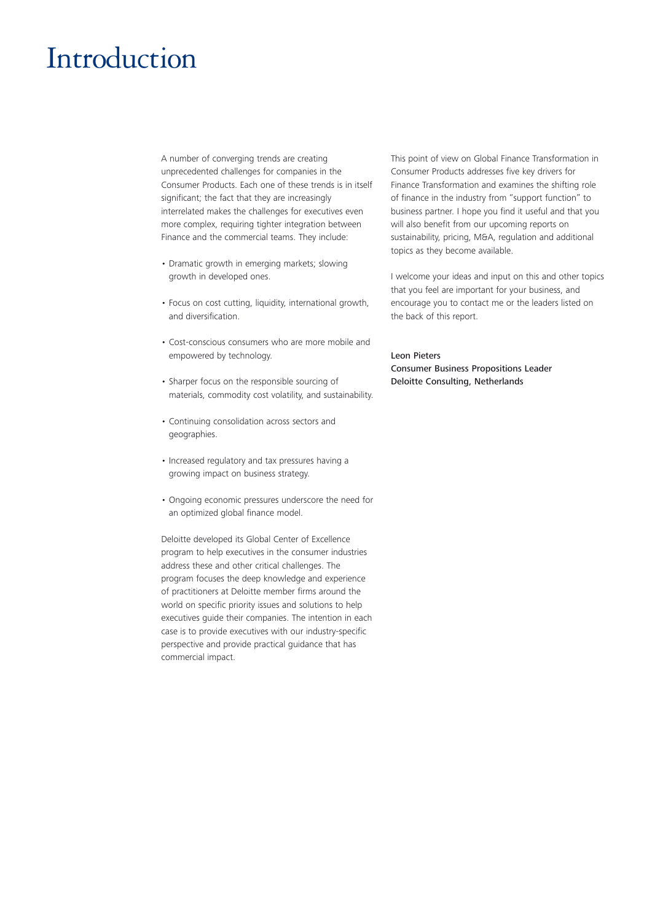# Introduction

A number of converging trends are creating unprecedented challenges for companies in the Consumer Products. Each one of these trends is in itself significant; the fact that they are increasingly interrelated makes the challenges for executives even more complex, requiring tighter integration between Finance and the commercial teams. They include:

- Dramatic growth in emerging markets; slowing growth in developed ones.
- Focus on cost cutting, liquidity, international growth, and diversification.
- Cost-conscious consumers who are more mobile and empowered by technology.
- Sharper focus on the responsible sourcing of materials, commodity cost volatility, and sustainability.
- Continuing consolidation across sectors and geographies.
- Increased regulatory and tax pressures having a growing impact on business strategy.
- Ongoing economic pressures underscore the need for an optimized global finance model.

Deloitte developed its Global Center of Excellence program to help executives in the consumer industries address these and other critical challenges. The program focuses the deep knowledge and experience of practitioners at Deloitte member firms around the world on specific priority issues and solutions to help executives guide their companies. The intention in each case is to provide executives with our industry-specific perspective and provide practical guidance that has commercial impact.

This point of view on Global Finance Transformation in Consumer Products addresses five key drivers for Finance Transformation and examines the shifting role of finance in the industry from "support function" to business partner. I hope you find it useful and that you will also benefit from our upcoming reports on sustainability, pricing, M&A, regulation and additional topics as they become available.

I welcome your ideas and input on this and other topics that you feel are important for your business, and encourage you to contact me or the leaders listed on the back of this report.

Leon Pieters
Consumer Business Propositions Leader
Deloitte Consulting, Netherlands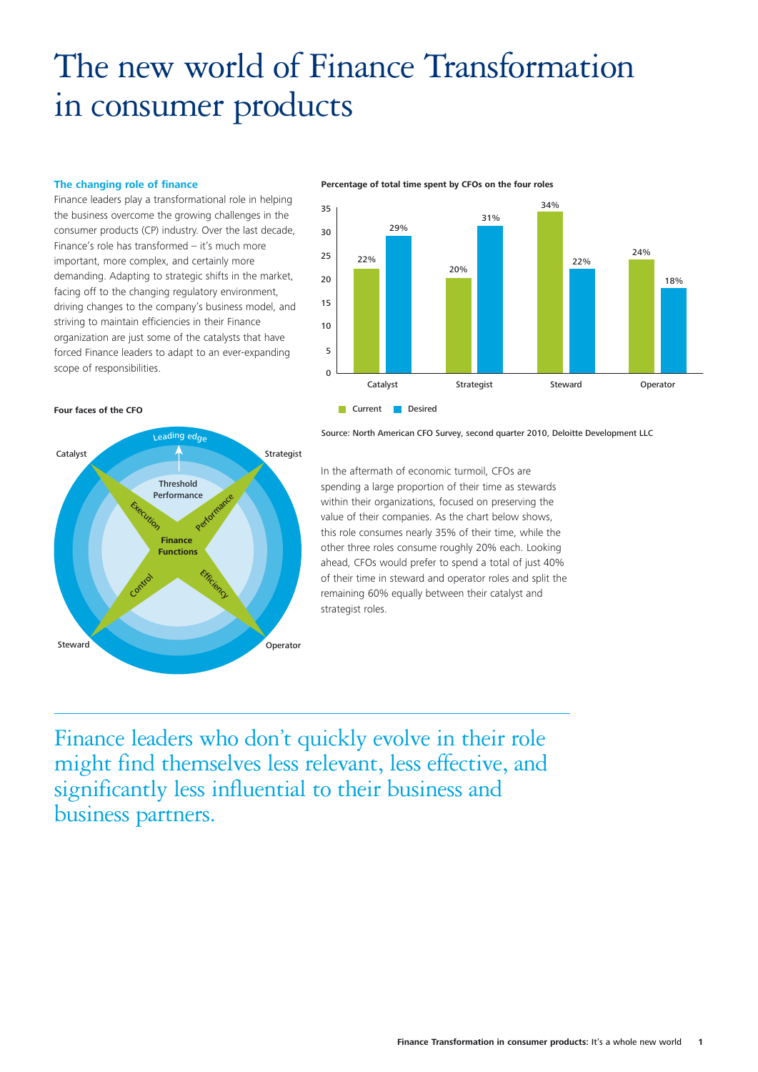# The new world of Finance Transformation in consumer products

## The changing role of finance

Finance leaders play a transformational role in helping the business overcome the growing challenges in the consumer products (CP) industry. Over the last decade, Finance's role has transformed – it's much more important, more complex, and certainly more demanding. Adapting to strategic shifts in the market, facing off to the changing regulatory environment, driving changes to the company's business model, and striving to maintain efficiencies in their Finance organization are just some of the catalysts that have forced Finance leaders to adapt to an ever-expanding scope of responsibilities.

**Four faces of the CFO**

Catalyst · Strategist · Steward · Operator

Leading edge

Threshold Performance

Execution · Performance · Control · Efficiency

Finance Functions

**Percentage of total time spent by CFOs on the four roles**

| Role | Current | Desired |
|---|---|---|
| Catalyst | 22% | 29% |
| Strategist | 20% | 31% |
| Steward | 34% | 22% |
| Operator | 24% | 18% |

Source: North American CFO Survey, second quarter 2010, Deloitte Development LLC

In the aftermath of economic turmoil, CFOs are spending a large proportion of their time as stewards within their organizations, focused on preserving the value of their companies. As the chart below shows, this role consumes nearly 35% of their time, while the other three roles consume roughly 20% each. Looking ahead, CFOs would prefer to spend a total of just 40% of their time in steward and operator roles and split the remaining 60% equally between their catalyst and strategist roles.

Finance leaders who don't quickly evolve in their role might find themselves less relevant, less effective, and significantly less influential to their business and business partners.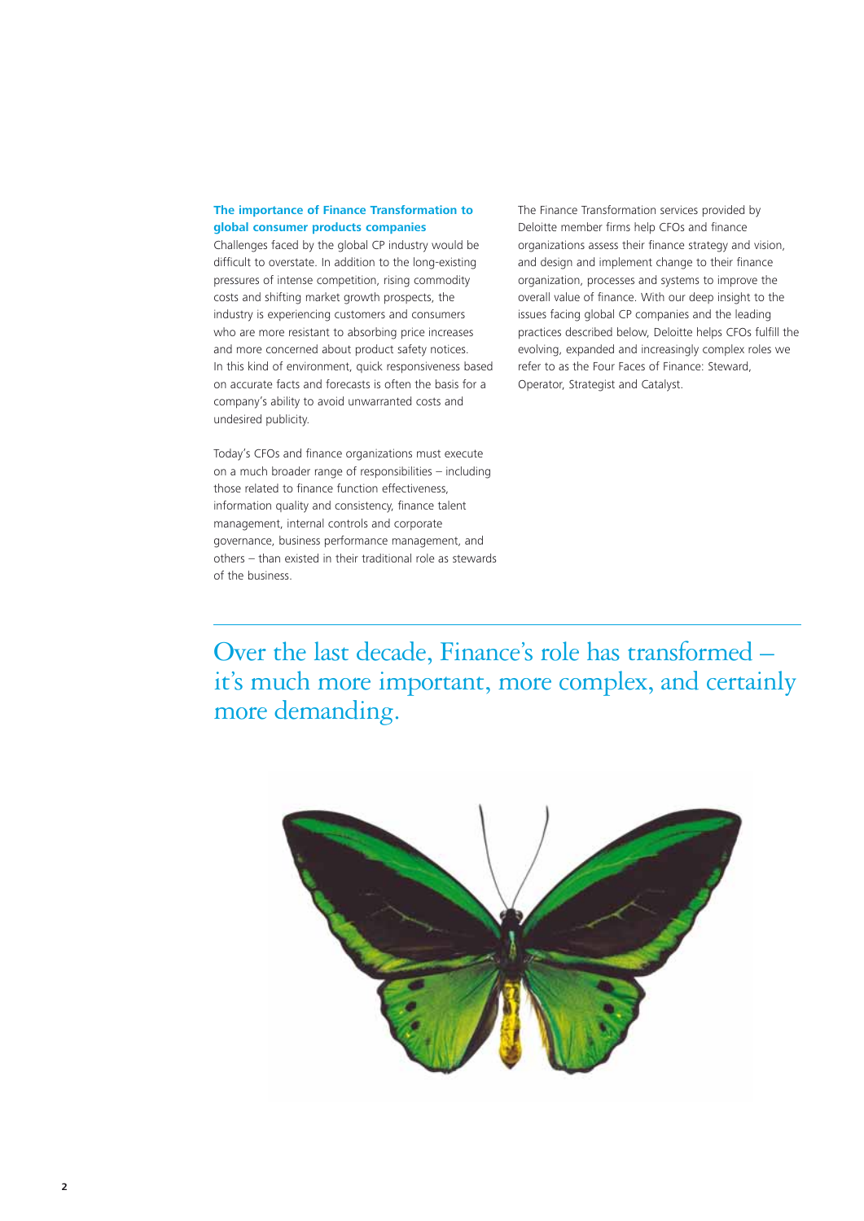## The importance of Finance Transformation to global consumer products companies

Challenges faced by the global CP industry would be difficult to overstate. In addition to the long-existing pressures of intense competition, rising commodity costs and shifting market growth prospects, the industry is experiencing customers and consumers who are more resistant to absorbing price increases and more concerned about product safety notices. In this kind of environment, quick responsiveness based on accurate facts and forecasts is often the basis for a company's ability to avoid unwarranted costs and undesired publicity.

Today's CFOs and finance organizations must execute on a much broader range of responsibilities – including those related to finance function effectiveness, information quality and consistency, finance talent management, internal controls and corporate governance, business performance management, and others – than existed in their traditional role as stewards of the business.

The Finance Transformation services provided by Deloitte member firms help CFOs and finance organizations assess their finance strategy and vision, and design and implement change to their finance organization, processes and systems to improve the overall value of finance. With our deep insight to the issues facing global CP companies and the leading practices described below, Deloitte helps CFOs fulfill the evolving, expanded and increasingly complex roles we refer to as the Four Faces of Finance: Steward, Operator, Strategist and Catalyst.

Over the last decade, Finance's role has transformed – it's much more important, more complex, and certainly more demanding.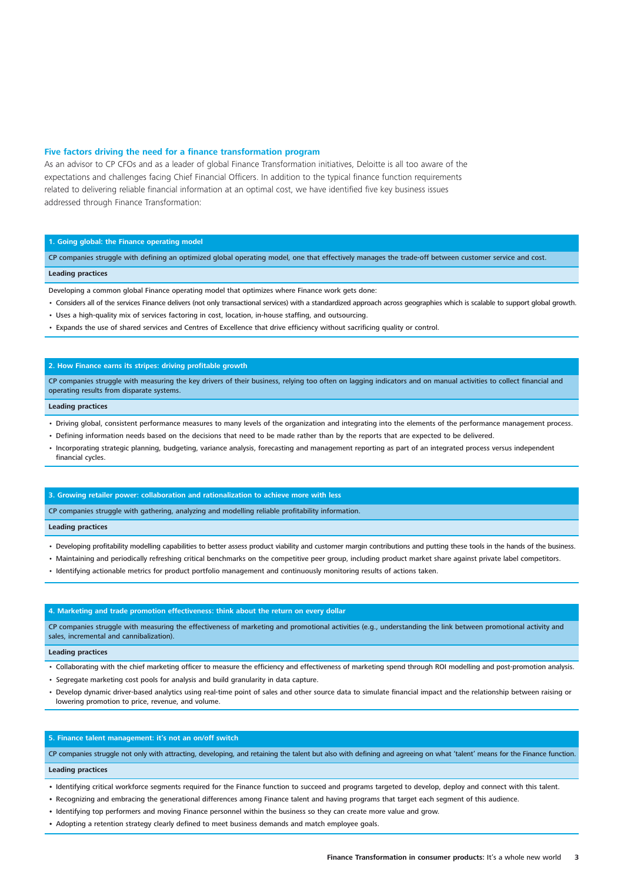## Five factors driving the need for a finance transformation program

As an advisor to CP CFOs and as a leader of global Finance Transformation initiatives, Deloitte is all too aware of the expectations and challenges facing Chief Financial Officers. In addition to the typical finance function requirements related to delivering reliable financial information at an optimal cost, we have identified five key business issues addressed through Finance Transformation:

### 1. Going global: the Finance operating model

CP companies struggle with defining an optimized global operating model, one that effectively manages the trade-off between customer service and cost.

**Leading practices**

Developing a common global Finance operating model that optimizes where Finance work gets done:

- Considers all of the services Finance delivers (not only transactional services) with a standardized approach across geographies which is scalable to support global growth.
- Uses a high-quality mix of services factoring in cost, location, in-house staffing, and outsourcing.
- Expands the use of shared services and Centres of Excellence that drive efficiency without sacrificing quality or control.

### 2. How Finance earns its stripes: driving profitable growth

CP companies struggle with measuring the key drivers of their business, relying too often on lagging indicators and on manual activities to collect financial and operating results from disparate systems.

**Leading practices**

- Driving global, consistent performance measures to many levels of the organization and integrating into the elements of the performance management process.
- Defining information needs based on the decisions that need to be made rather than by the reports that are expected to be delivered.
- Incorporating strategic planning, budgeting, variance analysis, forecasting and management reporting as part of an integrated process versus independent financial cycles.

### 3. Growing retailer power: collaboration and rationalization to achieve more with less

CP companies struggle with gathering, analyzing and modelling reliable profitability information.

**Leading practices**

- Developing profitability modelling capabilities to better assess product viability and customer margin contributions and putting these tools in the hands of the business.
- Maintaining and periodically refreshing critical benchmarks on the competitive peer group, including product market share against private label competitors.
- Identifying actionable metrics for product portfolio management and continuously monitoring results of actions taken.

### 4. Marketing and trade promotion effectiveness: think about the return on every dollar

CP companies struggle with measuring the effectiveness of marketing and promotional activities (e.g., understanding the link between promotional activity and sales, incremental and cannibalization).

**Leading practices**

- Collaborating with the chief marketing officer to measure the efficiency and effectiveness of marketing spend through ROI modelling and post-promotion analysis.
- Segregate marketing cost pools for analysis and build granularity in data capture.
- Develop dynamic driver-based analytics using real-time point of sales and other source data to simulate financial impact and the relationship between raising or lowering promotion to price, revenue, and volume.

### 5. Finance talent management: it's not an on/off switch

CP companies struggle not only with attracting, developing, and retaining the talent but also with defining and agreeing on what 'talent' means for the Finance function.

**Leading practices**

- Identifying critical workforce segments required for the Finance function to succeed and programs targeted to develop, deploy and connect with this talent.
- Recognizing and embracing the generational differences among Finance talent and having programs that target each segment of this audience.
- Identifying top performers and moving Finance personnel within the business so they can create more value and grow.
- Adopting a retention strategy clearly defined to meet business demands and match employee goals.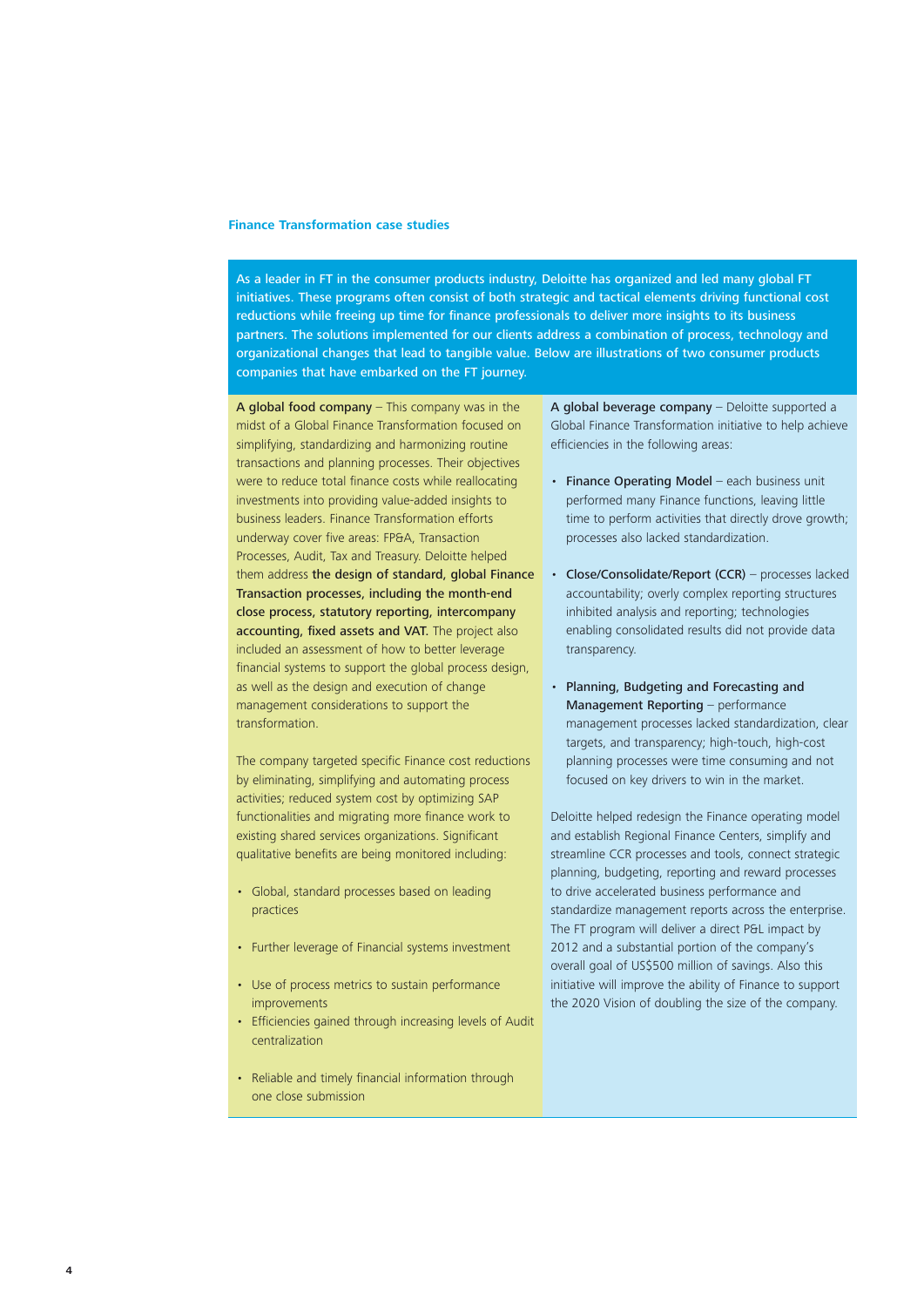## Finance Transformation case studies

As a leader in FT in the consumer products industry, Deloitte has organized and led many global FT initiatives. These programs often consist of both strategic and tactical elements driving functional cost reductions while freeing up time for finance professionals to deliver more insights to its business partners. The solutions implemented for our clients address a combination of process, technology and organizational changes that lead to tangible value. Below are illustrations of two consumer products companies that have embarked on the FT journey.

**A global food company** – This company was in the midst of a Global Finance Transformation focused on simplifying, standardizing and harmonizing routine transactions and planning processes. Their objectives were to reduce total finance costs while reallocating investments into providing value-added insights to business leaders. Finance Transformation efforts underway cover five areas: FP&A, Transaction Processes, Audit, Tax and Treasury. Deloitte helped them address **the design of standard, global Finance Transaction processes, including the month-end close process, statutory reporting, intercompany accounting, fixed assets and VAT.** The project also included an assessment of how to better leverage financial systems to support the global process design, as well as the design and execution of change management considerations to support the transformation.

The company targeted specific Finance cost reductions by eliminating, simplifying and automating process activities; reduced system cost by optimizing SAP functionalities and migrating more finance work to existing shared services organizations. Significant qualitative benefits are being monitored including:

- Global, standard processes based on leading practices
- Further leverage of Financial systems investment
- Use of process metrics to sustain performance improvements
- Efficiencies gained through increasing levels of Audit centralization
- Reliable and timely financial information through one close submission

**A global beverage company** – Deloitte supported a Global Finance Transformation initiative to help achieve efficiencies in the following areas:

- **Finance Operating Model** – each business unit performed many Finance functions, leaving little time to perform activities that directly drove growth; processes also lacked standardization.
- **Close/Consolidate/Report (CCR)** – processes lacked accountability; overly complex reporting structures inhibited analysis and reporting; technologies enabling consolidated results did not provide data transparency.
- **Planning, Budgeting and Forecasting and Management Reporting** – performance management processes lacked standardization, clear targets, and transparency; high-touch, high-cost planning processes were time consuming and not focused on key drivers to win in the market.

Deloitte helped redesign the Finance operating model and establish Regional Finance Centers, simplify and streamline CCR processes and tools, connect strategic planning, budgeting, reporting and reward processes to drive accelerated business performance and standardize management reports across the enterprise. The FT program will deliver a direct P&L impact by 2012 and a substantial portion of the company's overall goal of US$500 million of savings. Also this initiative will improve the ability of Finance to support the 2020 Vision of doubling the size of the company.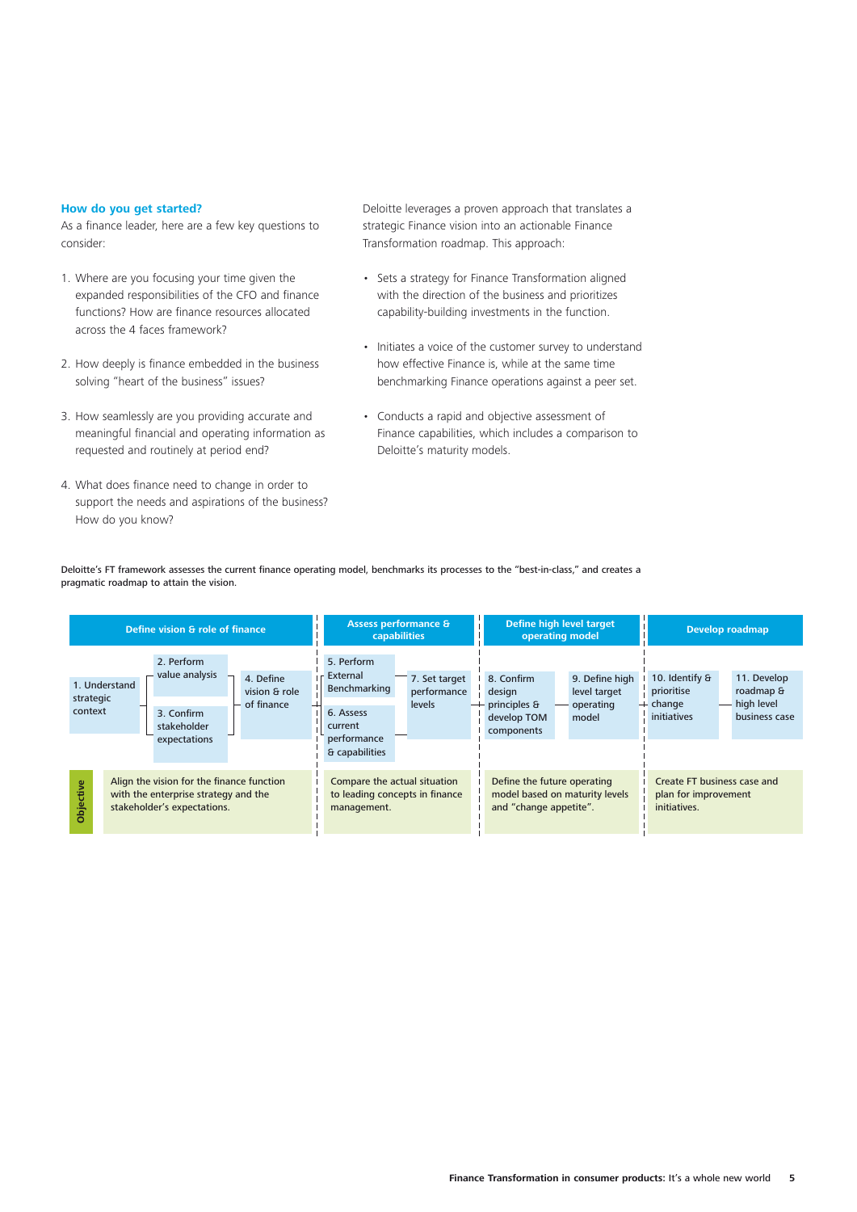### How do you get started?

As a finance leader, here are a few key questions to consider:

1. Where are you focusing your time given the expanded responsibilities of the CFO and finance functions? How are finance resources allocated across the 4 faces framework?

2. How deeply is finance embedded in the business solving "heart of the business" issues?

3. How seamlessly are you providing accurate and meaningful financial and operating information as requested and routinely at period end?

4. What does finance need to change in order to support the needs and aspirations of the business? How do you know?

Deloitte leverages a proven approach that translates a strategic Finance vision into an actionable Finance Transformation roadmap. This approach:

- Sets a strategy for Finance Transformation aligned with the direction of the business and prioritizes capability-building investments in the function.

- Initiates a voice of the customer survey to understand how effective Finance is, while at the same time benchmarking Finance operations against a peer set.

- Conducts a rapid and objective assessment of Finance capabilities, which includes a comparison to Deloitte's maturity models.

Deloitte's FT framework assesses the current finance operating model, benchmarks its processes to the "best-in-class," and creates a pragmatic roadmap to attain the vision.

| | Define vision & role of finance | Assess performance & capabilities | Define high level target operating model | Develop roadmap |
|---|---|---|---|---|
| Steps | 1. Understand strategic context; 2. Perform value analysis; 3. Confirm stakeholder expectations; 4. Define vision & role of finance | 5. Perform External Benchmarking; 6. Assess current performance & capabilities; 7. Set target performance levels | 8. Confirm design principles & develop TOM components; 9. Define high level target operating model | 10. Identify & prioritise change initiatives; 11. Develop roadmap & high level business case |
| Objective | Align the vision for the finance function with the enterprise strategy and the stakeholder's expectations. | Compare the actual situation to leading concepts in finance management. | Define the future operating model based on maturity levels and "change appetite". | Create FT business case and plan for improvement initiatives. |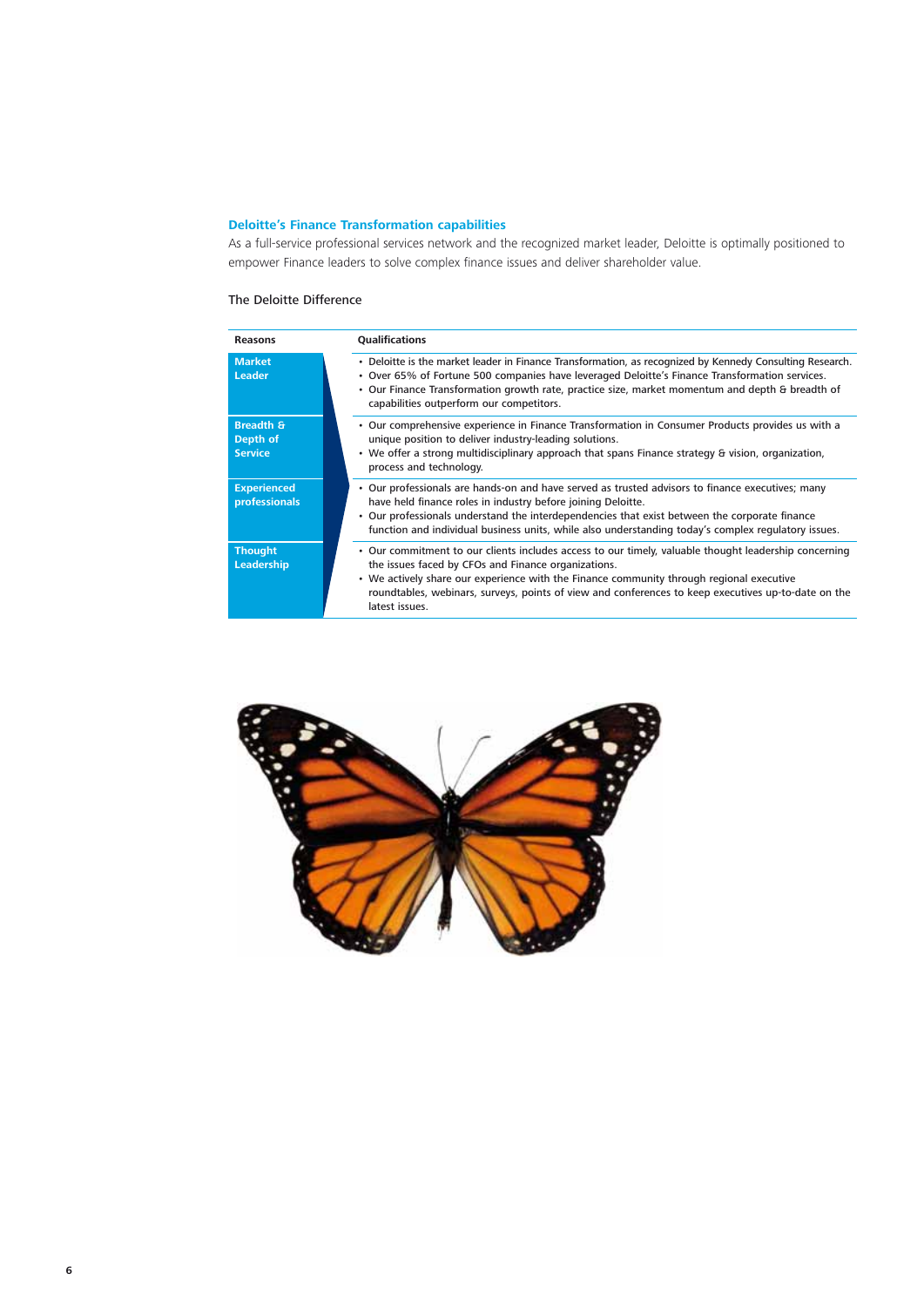## Deloitte's Finance Transformation capabilities

As a full-service professional services network and the recognized market leader, Deloitte is optimally positioned to empower Finance leaders to solve complex finance issues and deliver shareholder value.

The Deloitte Difference

| Reasons | Qualifications |
|---|---|
| **Market Leader** | • Deloitte is the market leader in Finance Transformation, as recognized by Kennedy Consulting Research.<br>• Over 65% of Fortune 500 companies have leveraged Deloitte's Finance Transformation services.<br>• Our Finance Transformation growth rate, practice size, market momentum and depth & breadth of capabilities outperform our competitors. |
| **Breadth & Depth of Service** | • Our comprehensive experience in Finance Transformation in Consumer Products provides us with a unique position to deliver industry-leading solutions.<br>• We offer a strong multidisciplinary approach that spans Finance strategy & vision, organization, process and technology. |
| **Experienced professionals** | • Our professionals are hands-on and have served as trusted advisors to finance executives; many have held finance roles in industry before joining Deloitte.<br>• Our professionals understand the interdependencies that exist between the corporate finance function and individual business units, while also understanding today's complex regulatory issues. |
| **Thought Leadership** | • Our commitment to our clients includes access to our timely, valuable thought leadership concerning the issues faced by CFOs and Finance organizations.<br>• We actively share our experience with the Finance community through regional executive roundtables, webinars, surveys, points of view and conferences to keep executives up-to-date on the latest issues. |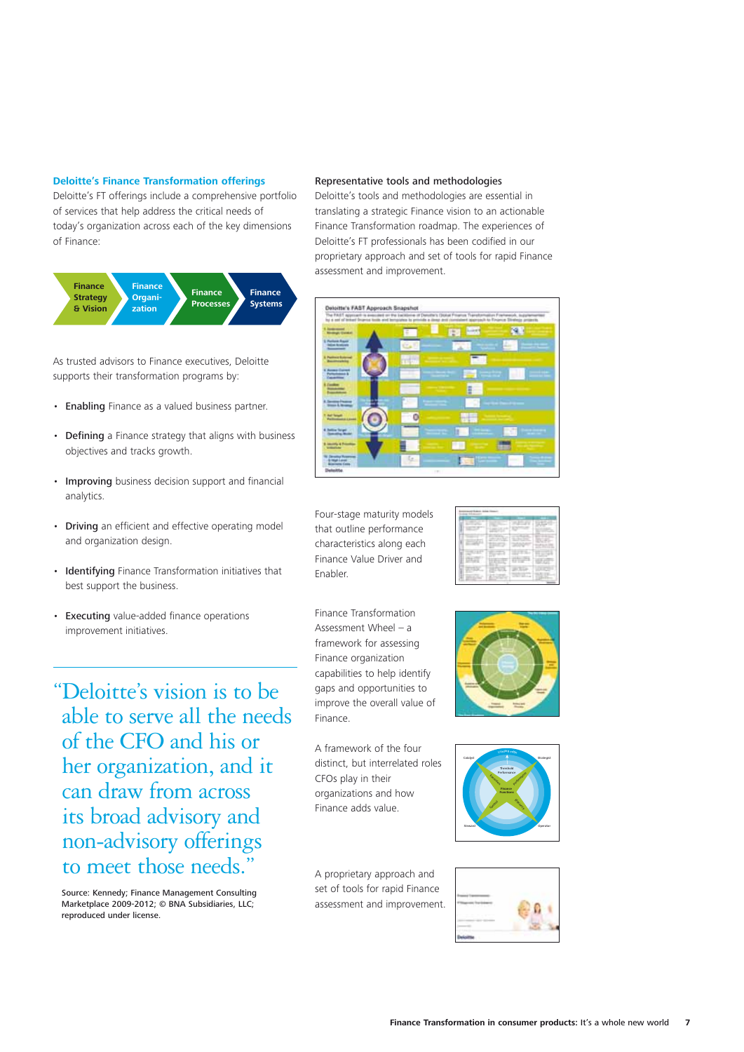## Deloitte's Finance Transformation offerings

Deloitte's FT offerings include a comprehensive portfolio of services that help address the critical needs of today's organization across each of the key dimensions of Finance:

Finance Strategy & Vision | Finance Organization | Finance Processes | Finance Systems

As trusted advisors to Finance executives, Deloitte supports their transformation programs by:

- **Enabling** Finance as a valued business partner.
- **Defining** a Finance strategy that aligns with business objectives and tracks growth.
- **Improving** business decision support and financial analytics.
- **Driving** an efficient and effective operating model and organization design.
- **Identifying** Finance Transformation initiatives that best support the business.
- **Executing** value-added finance operations improvement initiatives.

> "Deloitte's vision is to be able to serve all the needs of the CFO and his or her organization, and it can draw from across its broad advisory and non-advisory offerings to meet those needs."

Source: Kennedy; Finance Management Consulting Marketplace 2009-2012; © BNA Subsidiaries, LLC; reproduced under license.

## Representative tools and methodologies

Deloitte's tools and methodologies are essential in translating a strategic Finance vision to an actionable Finance Transformation roadmap. The experiences of Deloitte's FT professionals has been codified in our proprietary approach and set of tools for rapid Finance assessment and improvement.

Four-stage maturity models that outline performance characteristics along each Finance Value Driver and Enabler.

Finance Transformation Assessment Wheel – a framework for assessing Finance organization capabilities to help identify gaps and opportunities to improve the overall value of Finance.

A framework of the four distinct, but interrelated roles CFOs play in their organizations and how Finance adds value.

A proprietary approach and set of tools for rapid Finance assessment and improvement.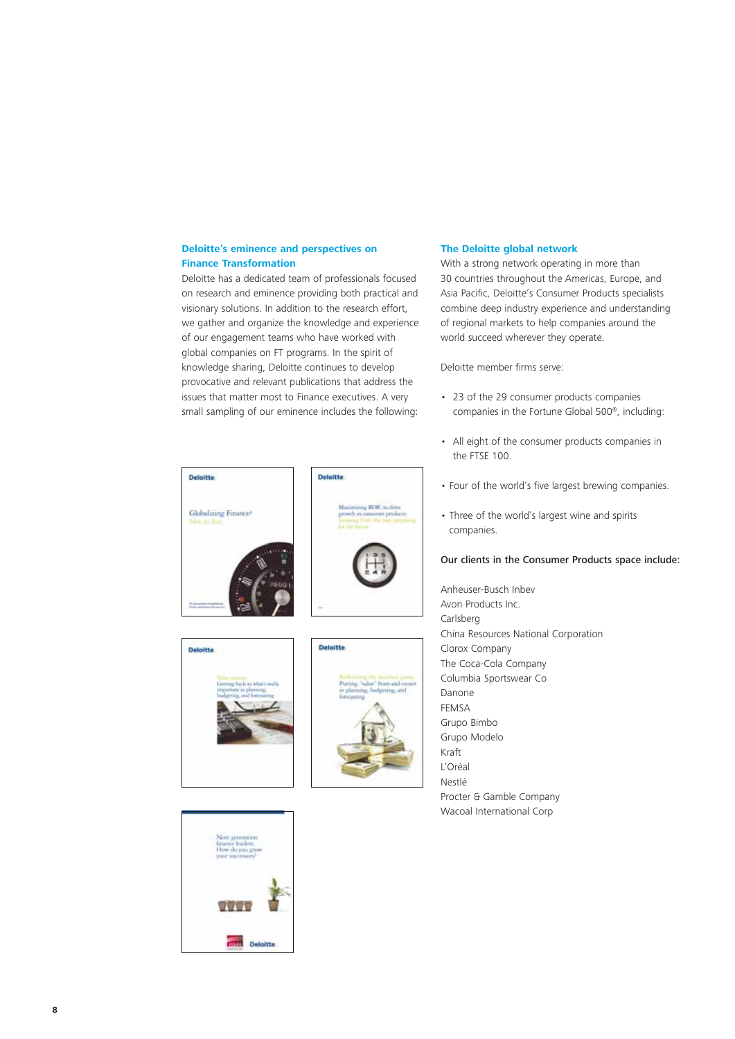## Deloitte's eminence and perspectives on Finance Transformation

Deloitte has a dedicated team of professionals focused on research and eminence providing both practical and visionary solutions. In addition to the research effort, we gather and organize the knowledge and experience of our engagement teams who have worked with global companies on FT programs. In the spirit of knowledge sharing, Deloitte continues to develop provocative and relevant publications that address the issues that matter most to Finance executives. A very small sampling of our eminence includes the following:

## The Deloitte global network

With a strong network operating in more than 30 countries throughout the Americas, Europe, and Asia Pacific, Deloitte's Consumer Products specialists combine deep industry experience and understanding of regional markets to help companies around the world succeed wherever they operate.

Deloitte member firms serve:

- 23 of the 29 consumer products companies companies in the Fortune Global 500®, including:
- All eight of the consumer products companies in the FTSE 100.
- Four of the world's five largest brewing companies.
- Three of the world's largest wine and spirits companies.

**Our clients in the Consumer Products space include:**

Anheuser-Busch Inbev
Avon Products Inc.
Carlsberg
China Resources National Corporation
Clorox Company
The Coca-Cola Company
Columbia Sportswear Co
Danone
FEMSA
Grupo Bimbo
Grupo Modelo
Kraft
L'Oréal
Nestlé
Procter & Gamble Company
Wacoal International Corp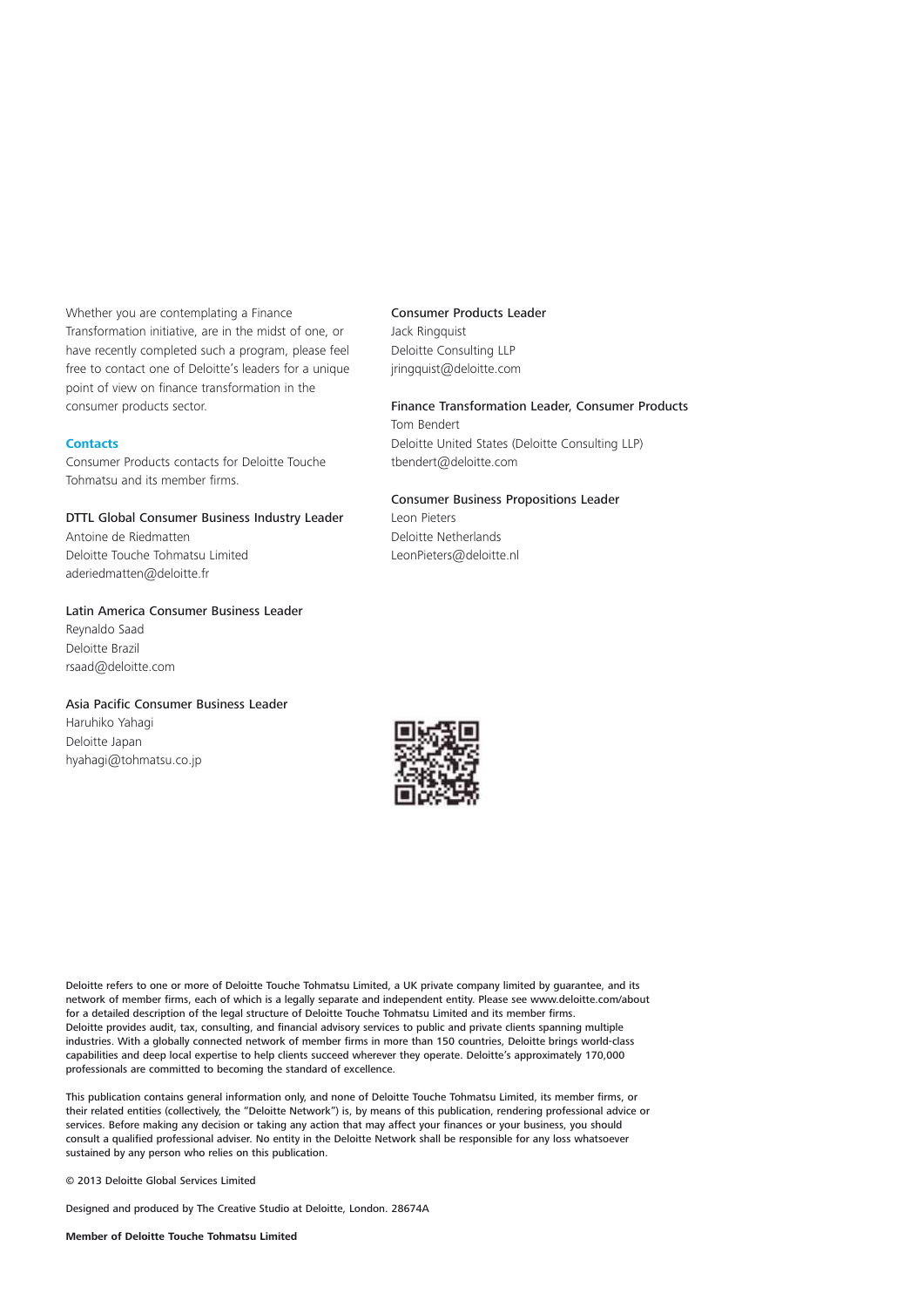Whether you are contemplating a Finance Transformation initiative, are in the midst of one, or have recently completed such a program, please feel free to contact one of Deloitte's leaders for a unique point of view on finance transformation in the consumer products sector.

**Contacts**

Consumer Products contacts for Deloitte Touche Tohmatsu and its member firms.

DTTL Global Consumer Business Industry Leader
Antoine de Riedmatten
Deloitte Touche Tohmatsu Limited
aderiedmatten@deloitte.fr

Latin America Consumer Business Leader
Reynaldo Saad
Deloitte Brazil
rsaad@deloitte.com

Asia Pacific Consumer Business Leader
Haruhiko Yahagi
Deloitte Japan
hyahagi@tohmatsu.co.jp

Consumer Products Leader
Jack Ringquist
Deloitte Consulting LLP
jringquist@deloitte.com

Finance Transformation Leader, Consumer Products
Tom Bendert
Deloitte United States (Deloitte Consulting LLP)
tbendert@deloitte.com

Consumer Business Propositions Leader
Leon Pieters
Deloitte Netherlands
LeonPieters@deloitte.nl

Deloitte refers to one or more of Deloitte Touche Tohmatsu Limited, a UK private company limited by guarantee, and its network of member firms, each of which is a legally separate and independent entity. Please see www.deloitte.com/about for a detailed description of the legal structure of Deloitte Touche Tohmatsu Limited and its member firms.
Deloitte provides audit, tax, consulting, and financial advisory services to public and private clients spanning multiple industries. With a globally connected network of member firms in more than 150 countries, Deloitte brings world-class capabilities and deep local expertise to help clients succeed wherever they operate. Deloitte's approximately 170,000 professionals are committed to becoming the standard of excellence.

This publication contains general information only, and none of Deloitte Touche Tohmatsu Limited, its member firms, or their related entities (collectively, the "Deloitte Network") is, by means of this publication, rendering professional advice or services. Before making any decision or taking any action that may affect your finances or your business, you should consult a qualified professional adviser. No entity in the Deloitte Network shall be responsible for any loss whatsoever sustained by any person who relies on this publication.

© 2013 Deloitte Global Services Limited

Designed and produced by The Creative Studio at Deloitte, London. 28674A

**Member of Deloitte Touche Tohmatsu Limited**